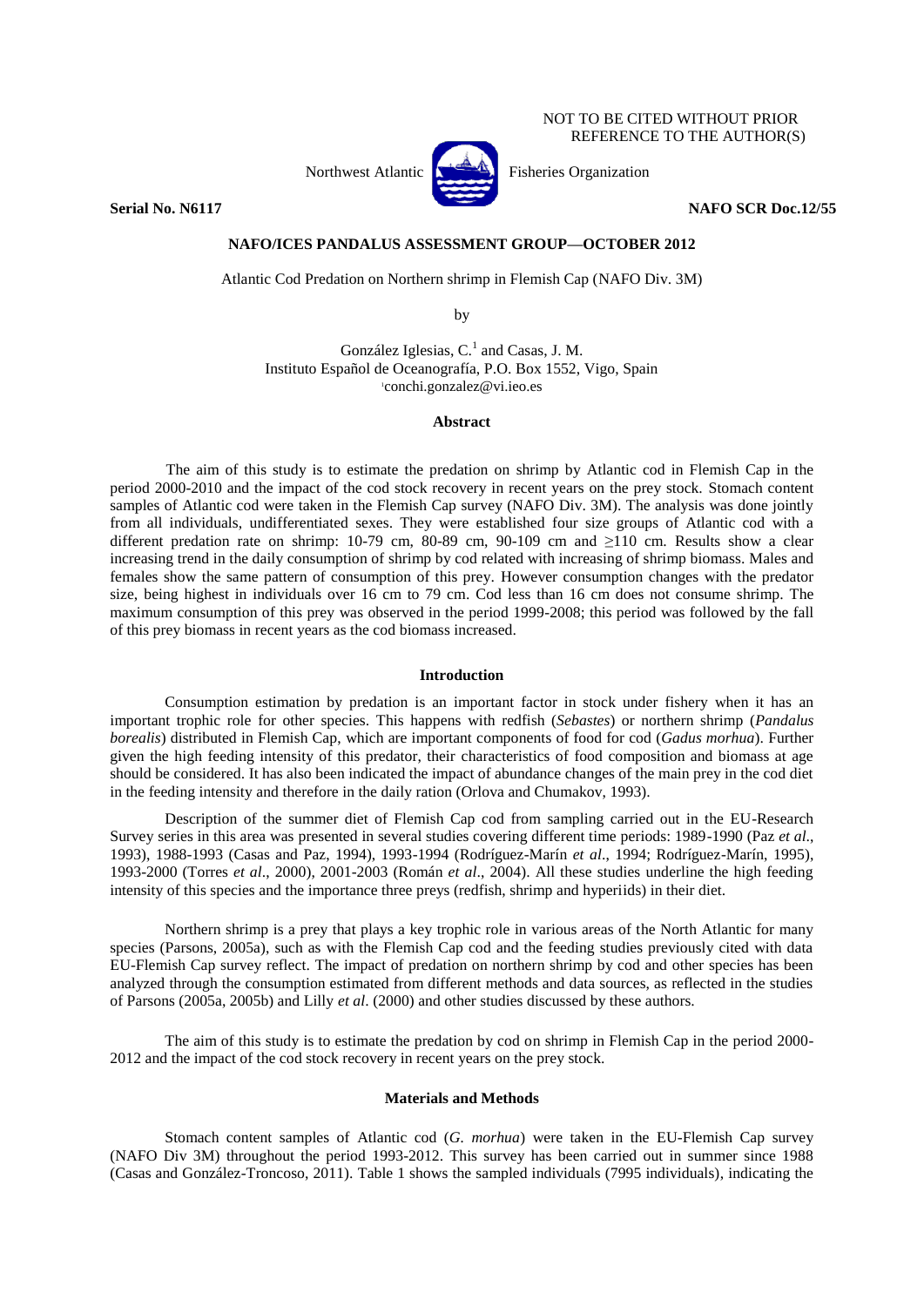NOT TO BE CITED WITHOUT PRIOR REFERENCE TO THE AUTHOR(S)

Northwest Atlantic Fisheries Organization

**Serial No. N6117** **NAFO SCR Doc.12/55**

**NAFO/ICES PANDALUS ASSESSMENT GROUP—OCTOBER 2012**

Atlantic Cod Predation on Northern shrimp in Flemish Cap (NAFO Div. 3M)

by

González Iglesias, C.[1] and Casas, J. M.
Instituto Español de Oceanografía, P.O. Box 1552, Vigo, Spain
[1]conchi.gonzalez@vi.ieo.es

### Abstract

The aim of this study is to estimate the predation on shrimp by Atlantic cod in Flemish Cap in the period 2000-2010 and the impact of the cod stock recovery in recent years on the prey stock. Stomach content samples of Atlantic cod were taken in the Flemish Cap survey (NAFO Div. 3M). The analysis was done jointly from all individuals, undifferentiated sexes. They were established four size groups of Atlantic cod with a different predation rate on shrimp: 10-79 cm, 80-89 cm, 90-109 cm and ≥110 cm. Results show a clear increasing trend in the daily consumption of shrimp by cod related with increasing of shrimp biomass. Males and females show the same pattern of consumption of this prey. However consumption changes with the predator size, being highest in individuals over 16 cm to 79 cm. Cod less than 16 cm does not consume shrimp. The maximum consumption of this prey was observed in the period 1999-2008; this period was followed by the fall of this prey biomass in recent years as the cod biomass increased.

### Introduction

Consumption estimation by predation is an important factor in stock under fishery when it has an important trophic role for other species. This happens with redfish (*Sebastes*) or northern shrimp (*Pandalus borealis*) distributed in Flemish Cap, which are important components of food for cod (*Gadus morhua*). Further given the high feeding intensity of this predator, their characteristics of food composition and biomass at age should be considered. It has also been indicated the impact of abundance changes of the main prey in the cod diet in the feeding intensity and therefore in the daily ration (Orlova and Chumakov, 1993).

Description of the summer diet of Flemish Cap cod from sampling carried out in the EU-Research Survey series in this area was presented in several studies covering different time periods: 1989-1990 (Paz *et al*., 1993), 1988-1993 (Casas and Paz, 1994), 1993-1994 (Rodríguez-Marín *et al*., 1994; Rodríguez-Marín, 1995), 1993-2000 (Torres *et al*., 2000), 2001-2003 (Román *et al*., 2004). All these studies underline the high feeding intensity of this species and the importance three preys (redfish, shrimp and hyperiids) in their diet.

Northern shrimp is a prey that plays a key trophic role in various areas of the North Atlantic for many species (Parsons, 2005a), such as with the Flemish Cap cod and the feeding studies previously cited with data EU-Flemish Cap survey reflect. The impact of predation on northern shrimp by cod and other species has been analyzed through the consumption estimated from different methods and data sources, as reflected in the studies of Parsons (2005a, 2005b) and Lilly *et al*. (2000) and other studies discussed by these authors.

The aim of this study is to estimate the predation by cod on shrimp in Flemish Cap in the period 2000-2012 and the impact of the cod stock recovery in recent years on the prey stock.

### Materials and Methods

Stomach content samples of Atlantic cod (*G. morhua*) were taken in the EU-Flemish Cap survey (NAFO Div 3M) throughout the period 1993-2012. This survey has been carried out in summer since 1988 (Casas and González-Troncoso, 2011). Table 1 shows the sampled individuals (7995 individuals), indicating the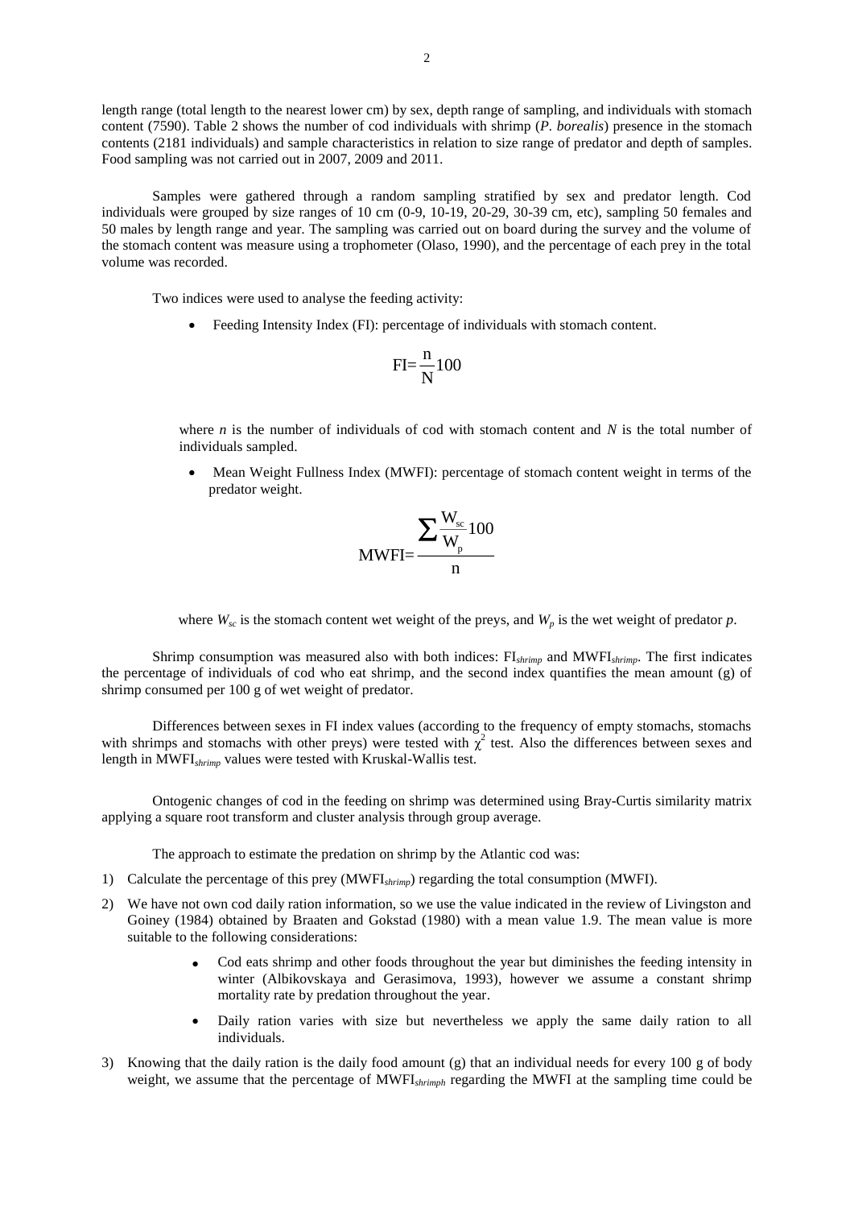length range (total length to the nearest lower cm) by sex, depth range of sampling, and individuals with stomach content (7590). Table 2 shows the number of cod individuals with shrimp (*P. borealis*) presence in the stomach contents (2181 individuals) and sample characteristics in relation to size range of predator and depth of samples. Food sampling was not carried out in 2007, 2009 and 2011.

Samples were gathered through a random sampling stratified by sex and predator length. Cod individuals were grouped by size ranges of 10 cm (0-9, 10-19, 20-29, 30-39 cm, etc), sampling 50 females and 50 males by length range and year. The sampling was carried out on board during the survey and the volume of the stomach content was measure using a trophometer (Olaso, 1990), and the percentage of each prey in the total volume was recorded.

Two indices were used to analyse the feeding activity:

- Feeding Intensity Index (FI): percentage of individuals with stomach content.

$$\mathrm{FI} = \frac{\mathrm{n}}{\mathrm{N}} 100$$

where *n* is the number of individuals of cod with stomach content and *N* is the total number of individuals sampled.

- Mean Weight Fullness Index (MWFI): percentage of stomach content weight in terms of the predator weight.

$$\mathrm{MWFI} = \frac{\sum \frac{W_{sc}}{W_p} 100}{n}$$

where $W_{sc}$ is the stomach content wet weight of the preys, and $W_p$ is the wet weight of predator *p*.

Shrimp consumption was measured also with both indices: $FI_{shrimp}$ and $MWFI_{shrimp}$. The first indicates the percentage of individuals of cod who eat shrimp, and the second index quantifies the mean amount (g) of shrimp consumed per 100 g of wet weight of predator.

Differences between sexes in FI index values (according to the frequency of empty stomachs, stomachs with shrimps and stomachs with other preys) were tested with $\chi^2$ test. Also the differences between sexes and length in $MWFI_{shrimp}$ values were tested with Kruskal-Wallis test.

Ontogenic changes of cod in the feeding on shrimp was determined using Bray-Curtis similarity matrix applying a square root transform and cluster analysis through group average.

The approach to estimate the predation on shrimp by the Atlantic cod was:

1) Calculate the percentage of this prey ($MWFI_{shrimp}$) regarding the total consumption (MWFI).
2) We have not own cod daily ration information, so we use the value indicated in the review of Livingston and Goiney (1984) obtained by Braaten and Gokstad (1980) with a mean value 1.9. The mean value is more suitable to the following considerations:
   - Cod eats shrimp and other foods throughout the year but diminishes the feeding intensity in winter (Albikovskaya and Gerasimova, 1993), however we assume a constant shrimp mortality rate by predation throughout the year.
   - Daily ration varies with size but nevertheless we apply the same daily ration to all individuals.
3) Knowing that the daily ration is the daily food amount (g) that an individual needs for every 100 g of body weight, we assume that the percentage of $MWFI_{shrimph}$ regarding the MWFI at the sampling time could be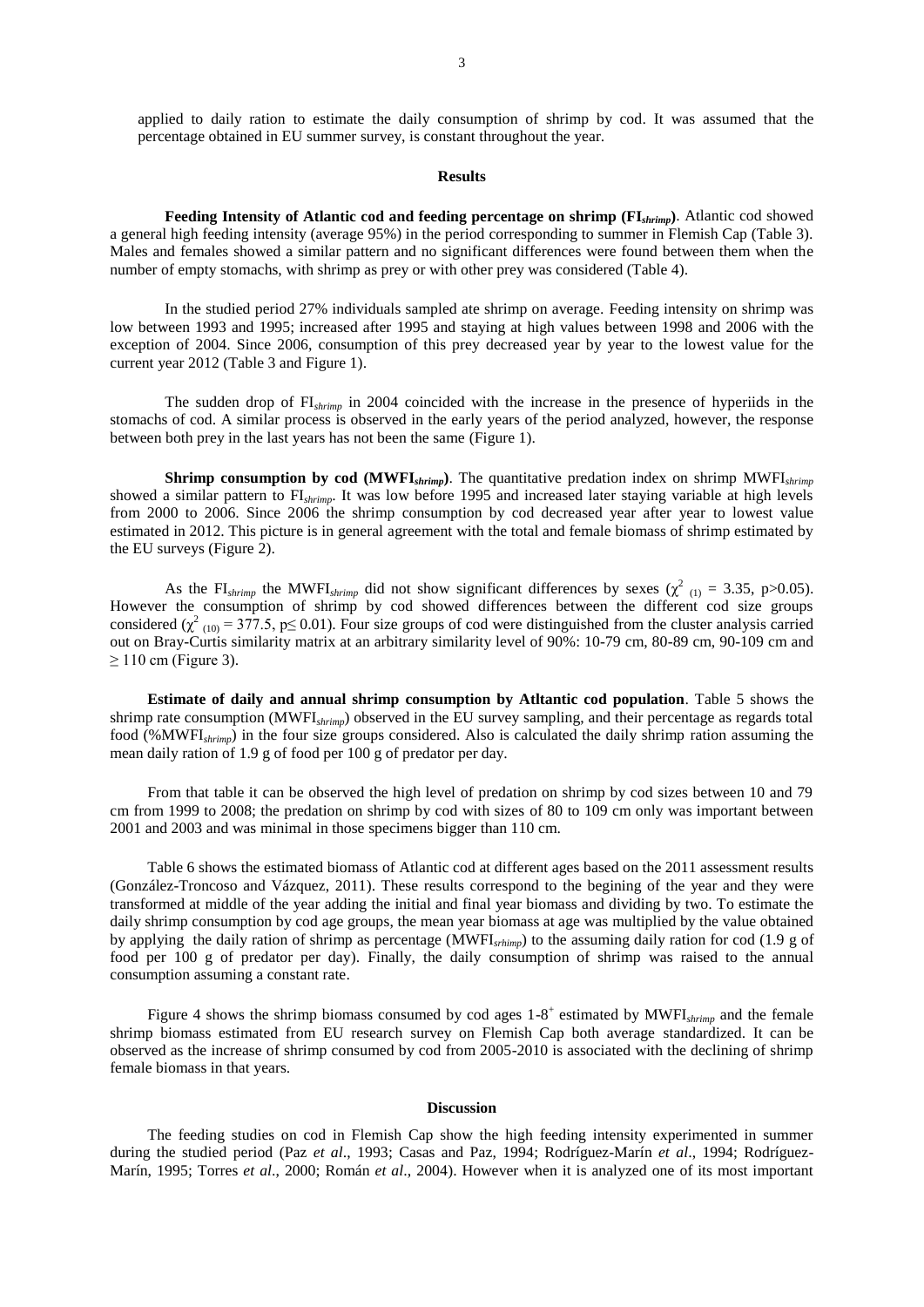applied to daily ration to estimate the daily consumption of shrimp by cod. It was assumed that the percentage obtained in EU summer survey, is constant throughout the year.

## Results

**Feeding Intensity of Atlantic cod and feeding percentage on shrimp ($FI_{shrimp}$)**. Atlantic cod showed a general high feeding intensity (average 95%) in the period corresponding to summer in Flemish Cap (Table 3). Males and females showed a similar pattern and no significant differences were found between them when the number of empty stomachs, with shrimp as prey or with other prey was considered (Table 4).

In the studied period 27% individuals sampled ate shrimp on average. Feeding intensity on shrimp was low between 1993 and 1995; increased after 1995 and staying at high values between 1998 and 2006 with the exception of 2004. Since 2006, consumption of this prey decreased year by year to the lowest value for the current year 2012 (Table 3 and Figure 1).

The sudden drop of $FI_{shrimp}$ in 2004 coincided with the increase in the presence of hyperiids in the stomachs of cod. A similar process is observed in the early years of the period analyzed, however, the response between both prey in the last years has not been the same (Figure 1).

**Shrimp consumption by cod ($MWFI_{shrimp}$)**. The quantitative predation index on shrimp $MWFI_{shrimp}$ showed a similar pattern to $FI_{shrimp}$. It was low before 1995 and increased later staying variable at high levels from 2000 to 2006. Since 2006 the shrimp consumption by cod decreased year after year to lowest value estimated in 2012. This picture is in general agreement with the total and female biomass of shrimp estimated by the EU surveys (Figure 2).

As the $FI_{shrimp}$ the $MWFI_{shrimp}$ did not show significant differences by sexes ($\chi^2_{(1)} = 3.35$, $p>0.05$). However the consumption of shrimp by cod showed differences between the different cod size groups considered ($\chi^2_{(10)} = 377.5$, $p\leq 0.01$). Four size groups of cod were distinguished from the cluster analysis carried out on Bray-Curtis similarity matrix at an arbitrary similarity level of 90%: 10-79 cm, 80-89 cm, 90-109 cm and ≥ 110 cm (Figure 3).

**Estimate of daily and annual shrimp consumption by Atltantic cod population**. Table 5 shows the shrimp rate consumption ($MWFI_{shrimp}$) observed in the EU survey sampling, and their percentage as regards total food ($\%MWFI_{shrimp}$) in the four size groups considered. Also is calculated the daily shrimp ration assuming the mean daily ration of 1.9 g of food per 100 g of predator per day.

From that table it can be observed the high level of predation on shrimp by cod sizes between 10 and 79 cm from 1999 to 2008; the predation on shrimp by cod with sizes of 80 to 109 cm only was important between 2001 and 2003 and was minimal in those specimens bigger than 110 cm.

Table 6 shows the estimated biomass of Atlantic cod at different ages based on the 2011 assessment results (González-Troncoso and Vázquez, 2011). These results correspond to the begining of the year and they were transformed at middle of the year adding the initial and final year biomass and dividing by two. To estimate the daily shrimp consumption by cod age groups, the mean year biomass at age was multiplied by the value obtained by applying the daily ration of shrimp as percentage ($MWFI_{srhimp}$) to the assuming daily ration for cod (1.9 g of food per 100 g of predator per day). Finally, the daily consumption of shrimp was raised to the annual consumption assuming a constant rate.

Figure 4 shows the shrimp biomass consumed by cod ages $1\text{-}8^{+}$ estimated by $MWFI_{shrimp}$ and the female shrimp biomass estimated from EU research survey on Flemish Cap both average standardized. It can be observed as the increase of shrimp consumed by cod from 2005-2010 is associated with the declining of shrimp female biomass in that years.

## Discussion

The feeding studies on cod in Flemish Cap show the high feeding intensity experimented in summer during the studied period (Paz *et al*., 1993; Casas and Paz, 1994; Rodríguez-Marín *et al*., 1994; Rodríguez-Marín, 1995; Torres *et al*., 2000; Román *et al*., 2004). However when it is analyzed one of its most important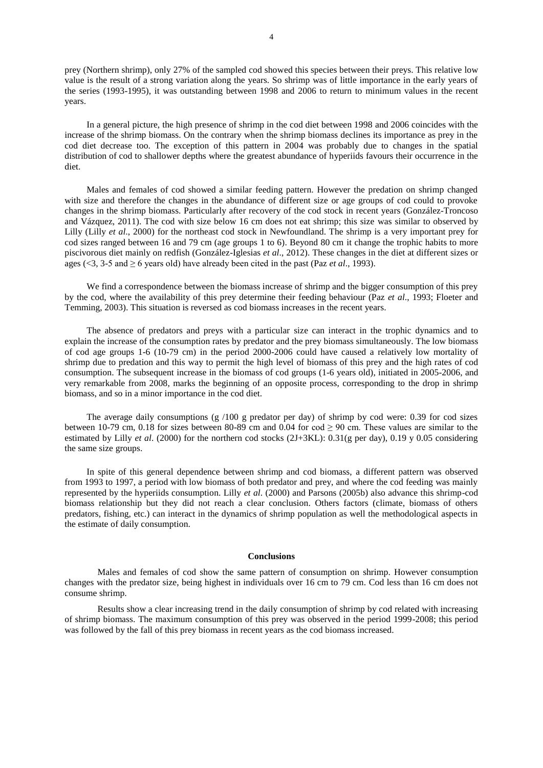prey (Northern shrimp), only 27% of the sampled cod showed this species between their preys. This relative low value is the result of a strong variation along the years. So shrimp was of little importance in the early years of the series (1993-1995), it was outstanding between 1998 and 2006 to return to minimum values in the recent years.

In a general picture, the high presence of shrimp in the cod diet between 1998 and 2006 coincides with the increase of the shrimp biomass. On the contrary when the shrimp biomass declines its importance as prey in the cod diet decrease too. The exception of this pattern in 2004 was probably due to changes in the spatial distribution of cod to shallower depths where the greatest abundance of hyperiids favours their occurrence in the diet.

Males and females of cod showed a similar feeding pattern. However the predation on shrimp changed with size and therefore the changes in the abundance of different size or age groups of cod could to provoke changes in the shrimp biomass. Particularly after recovery of the cod stock in recent years (González-Troncoso and Vázquez, 2011). The cod with size below 16 cm does not eat shrimp; this size was similar to observed by Lilly (Lilly *et al*., 2000) for the northeast cod stock in Newfoundland. The shrimp is a very important prey for cod sizes ranged between 16 and 79 cm (age groups 1 to 6). Beyond 80 cm it change the trophic habits to more piscivorous diet mainly on redfish (González-Iglesias *et al*., 2012). These changes in the diet at different sizes or ages (<3, 3-5 and ≥ 6 years old) have already been cited in the past (Paz *et al*., 1993).

We find a correspondence between the biomass increase of shrimp and the bigger consumption of this prey by the cod, where the availability of this prey determine their feeding behaviour (Paz *et al*., 1993; Floeter and Temming, 2003). This situation is reversed as cod biomass increases in the recent years.

The absence of predators and preys with a particular size can interact in the trophic dynamics and to explain the increase of the consumption rates by predator and the prey biomass simultaneously. The low biomass of cod age groups 1-6 (10-79 cm) in the period 2000-2006 could have caused a relatively low mortality of shrimp due to predation and this way to permit the high level of biomass of this prey and the high rates of cod consumption. The subsequent increase in the biomass of cod groups (1-6 years old), initiated in 2005-2006, and very remarkable from 2008, marks the beginning of an opposite process, corresponding to the drop in shrimp biomass, and so in a minor importance in the cod diet.

The average daily consumptions (g /100 g predator per day) of shrimp by cod were: 0.39 for cod sizes between 10-79 cm, 0.18 for sizes between 80-89 cm and 0.04 for cod ≥ 90 cm. These values are similar to the estimated by Lilly *et al*. (2000) for the northern cod stocks (2J+3KL): 0.31(g per day), 0.19 y 0.05 considering the same size groups.

In spite of this general dependence between shrimp and cod biomass, a different pattern was observed from 1993 to 1997, a period with low biomass of both predator and prey, and where the cod feeding was mainly represented by the hyperiids consumption. Lilly *et al*. (2000) and Parsons (2005b) also advance this shrimp-cod biomass relationship but they did not reach a clear conclusion. Others factors (climate, biomass of others predators, fishing, etc.) can interact in the dynamics of shrimp population as well the methodological aspects in the estimate of daily consumption.

## Conclusions

Males and females of cod show the same pattern of consumption on shrimp. However consumption changes with the predator size, being highest in individuals over 16 cm to 79 cm. Cod less than 16 cm does not consume shrimp.

Results show a clear increasing trend in the daily consumption of shrimp by cod related with increasing of shrimp biomass. The maximum consumption of this prey was observed in the period 1999-2008; this period was followed by the fall of this prey biomass in recent years as the cod biomass increased.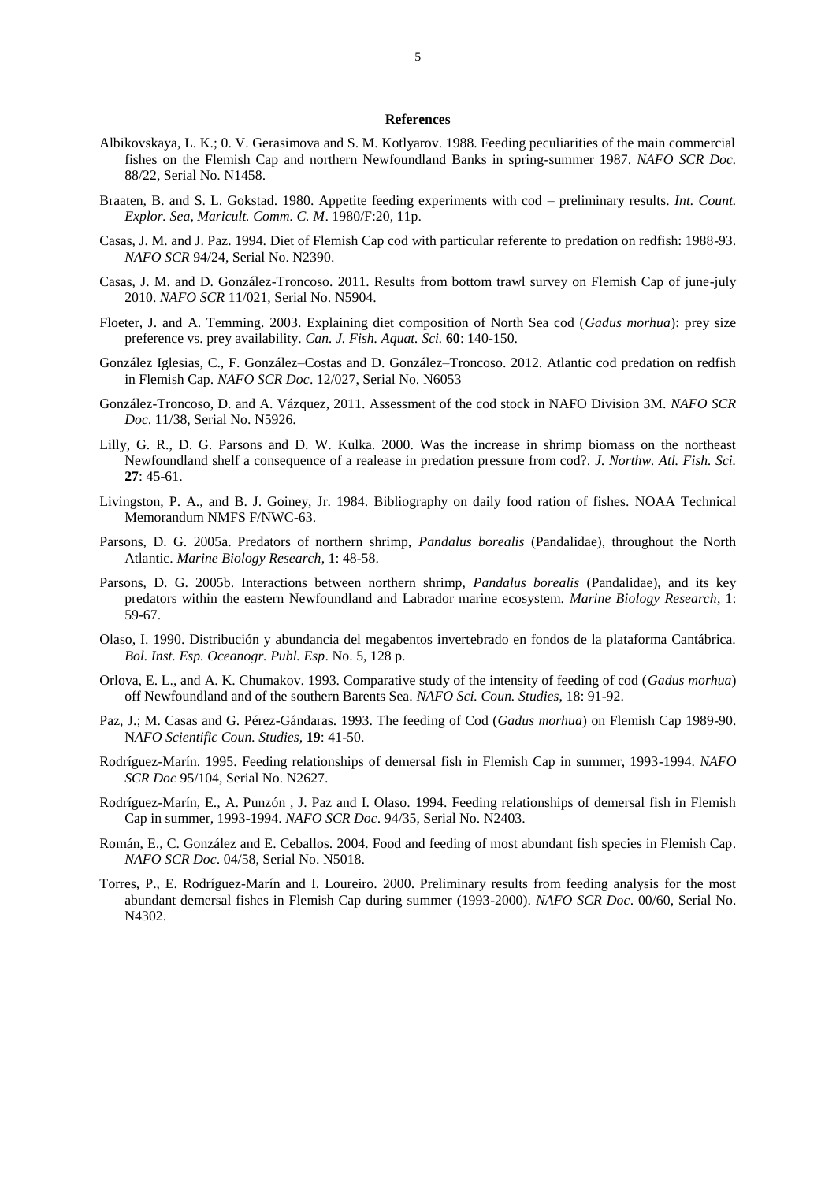**References**

Albikovskaya, L. K.; 0. V. Gerasimova and S. M. Kotlyarov. 1988. Feeding peculiarities of the main commercial fishes on the Flemish Cap and northern Newfoundland Banks in spring-summer 1987. *NAFO SCR Doc*. 88/22, Serial No. N1458.

Braaten, B. and S. L. Gokstad. 1980. Appetite feeding experiments with cod – preliminary results. *Int. Count. Explor. Sea, Maricult. Comm. C. M*. 1980/F:20, 11p.

Casas, J. M. and J. Paz. 1994. Diet of Flemish Cap cod with particular referente to predation on redfish: 1988-93. *NAFO SCR* 94/24, Serial No. N2390.

Casas, J. M. and D. González-Troncoso. 2011. Results from bottom trawl survey on Flemish Cap of june-july 2010. *NAFO SCR* 11/021, Serial No. N5904.

Floeter, J. and A. Temming. 2003. Explaining diet composition of North Sea cod (*Gadus morhua*): prey size preference vs. prey availability. *Can. J. Fish. Aquat. Sci.* **60**: 140-150.

González Iglesias, C., F. González–Costas and D. González–Troncoso. 2012. Atlantic cod predation on redfish in Flemish Cap. *NAFO SCR Doc*. 12/027, Serial No. N6053

González-Troncoso, D. and A. Vázquez, 2011. Assessment of the cod stock in NAFO Division 3M. *NAFO SCR Doc*. 11/38, Serial No. N5926.

Lilly, G. R., D. G. Parsons and D. W. Kulka. 2000. Was the increase in shrimp biomass on the northeast Newfoundland shelf a consequence of a realease in predation pressure from cod?. *J. Northw. Atl. Fish. Sci.* **27**: 45-61.

Livingston, P. A., and B. J. Goiney, Jr. 1984. Bibliography on daily food ration of fishes. NOAA Technical Memorandum NMFS F/NWC-63.

Parsons, D. G. 2005a. Predators of northern shrimp, *Pandalus borealis* (Pandalidae), throughout the North Atlantic. *Marine Biology Research*, 1: 48-58.

Parsons, D. G. 2005b. Interactions between northern shrimp, *Pandalus borealis* (Pandalidae), and its key predators within the eastern Newfoundland and Labrador marine ecosystem. *Marine Biology Research*, 1: 59-67.

Olaso, I. 1990. Distribución y abundancia del megabentos invertebrado en fondos de la plataforma Cantábrica. *Bol. Inst. Esp. Oceanogr. Publ. Esp*. No. 5, 128 p.

Orlova, E. L., and A. K. Chumakov. 1993. Comparative study of the intensity of feeding of cod (*Gadus morhua*) off Newfoundland and of the southern Barents Sea. *NAFO Sci. Coun. Studies*, 18: 91-92.

Paz, J.; M. Casas and G. Pérez-Gándaras. 1993. The feeding of Cod (*Gadus morhua*) on Flemish Cap 1989-90. N*AFO Scientific Coun. Studies*, **19**: 41-50.

Rodríguez-Marín. 1995. Feeding relationships of demersal fish in Flemish Cap in summer, 1993-1994. *NAFO SCR Doc* 95/104, Serial No. N2627.

Rodríguez-Marín, E., A. Punzón , J. Paz and I. Olaso. 1994. Feeding relationships of demersal fish in Flemish Cap in summer, 1993-1994. *NAFO SCR Doc*. 94/35, Serial No. N2403.

Román, E., C. González and E. Ceballos. 2004. Food and feeding of most abundant fish species in Flemish Cap. *NAFO SCR Doc*. 04/58, Serial No. N5018.

Torres, P., E. Rodríguez-Marín and I. Loureiro. 2000. Preliminary results from feeding analysis for the most abundant demersal fishes in Flemish Cap during summer (1993-2000). *NAFO SCR Doc*. 00/60, Serial No. N4302.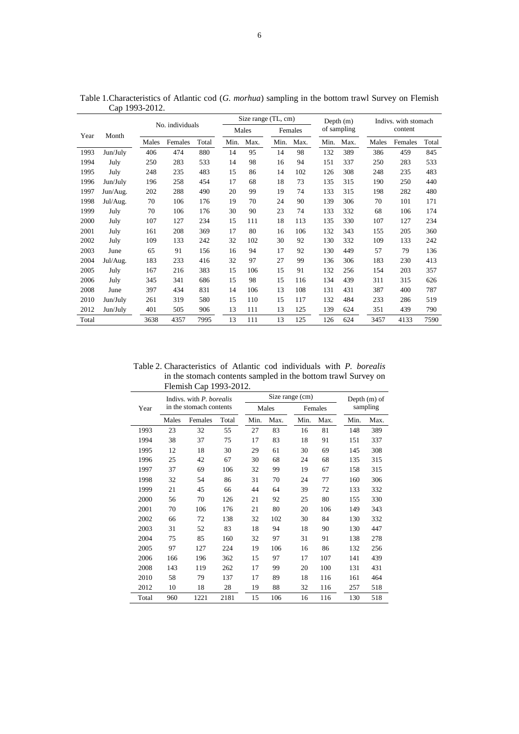Table 1.Characteristics of Atlantic cod (*G. morhua*) sampling in the bottom trawl Survey on Flemish Cap 1993-2012.

| Year | Month | No. individuals | | | Size range (TL, cm) | | | | Depth (m) of sampling | | Indivs. with stomach content | | |
|---|---|---|---|---|---|---|---|---|---|---|---|---|---|
| | | | | | Males | | Females | | | | | | |
| | | Males | Females | Total | Min. | Max. | Min. | Max. | Min. | Max. | Males | Females | Total |
| 1993 | Jun/July | 406 | 474 | 880 | 14 | 95 | 14 | 98 | 132 | 389 | 386 | 459 | 845 |
| 1994 | July | 250 | 283 | 533 | 14 | 98 | 16 | 94 | 151 | 337 | 250 | 283 | 533 |
| 1995 | July | 248 | 235 | 483 | 15 | 86 | 14 | 102 | 126 | 308 | 248 | 235 | 483 |
| 1996 | Jun/July | 196 | 258 | 454 | 17 | 68 | 18 | 73 | 135 | 315 | 190 | 250 | 440 |
| 1997 | Jun/Aug. | 202 | 288 | 490 | 20 | 99 | 19 | 74 | 133 | 315 | 198 | 282 | 480 |
| 1998 | Jul/Aug. | 70 | 106 | 176 | 19 | 70 | 24 | 90 | 139 | 306 | 70 | 101 | 171 |
| 1999 | July | 70 | 106 | 176 | 30 | 90 | 23 | 74 | 133 | 332 | 68 | 106 | 174 |
| 2000 | July | 107 | 127 | 234 | 15 | 111 | 18 | 113 | 135 | 330 | 107 | 127 | 234 |
| 2001 | July | 161 | 208 | 369 | 17 | 80 | 16 | 106 | 132 | 343 | 155 | 205 | 360 |
| 2002 | July | 109 | 133 | 242 | 32 | 102 | 30 | 92 | 130 | 332 | 109 | 133 | 242 |
| 2003 | June | 65 | 91 | 156 | 16 | 94 | 17 | 92 | 130 | 449 | 57 | 79 | 136 |
| 2004 | Jul/Aug. | 183 | 233 | 416 | 32 | 97 | 27 | 99 | 136 | 306 | 183 | 230 | 413 |
| 2005 | July | 167 | 216 | 383 | 15 | 106 | 15 | 91 | 132 | 256 | 154 | 203 | 357 |
| 2006 | July | 345 | 341 | 686 | 15 | 98 | 15 | 116 | 134 | 439 | 311 | 315 | 626 |
| 2008 | June | 397 | 434 | 831 | 14 | 106 | 13 | 108 | 131 | 431 | 387 | 400 | 787 |
| 2010 | Jun/July | 261 | 319 | 580 | 15 | 110 | 15 | 117 | 132 | 484 | 233 | 286 | 519 |
| 2012 | Jun/July | 401 | 505 | 906 | 13 | 111 | 13 | 125 | 139 | 624 | 351 | 439 | 790 |
| Total | | 3638 | 4357 | 7995 | 13 | 111 | 13 | 125 | 126 | 624 | 3457 | 4133 | 7590 |

Table 2. Characteristics of Atlantic cod individuals with *P. borealis* in the stomach contents sampled in the bottom trawl Survey on Flemish Cap 1993-2012.

| Year | Indivs. with *P. borealis* in the stomach contents | | | Size range (cm) | | | | Depth (m) of sampling | |
|---|---|---|---|---|---|---|---|---|---|
| | | | | Males | | Females | | | |
| | Males | Females | Total | Min. | Max. | Min. | Max. | Min. | Max. |
| 1993 | 23 | 32 | 55 | 27 | 83 | 16 | 81 | 148 | 389 |
| 1994 | 38 | 37 | 75 | 17 | 83 | 18 | 91 | 151 | 337 |
| 1995 | 12 | 18 | 30 | 29 | 61 | 30 | 69 | 145 | 308 |
| 1996 | 25 | 42 | 67 | 30 | 68 | 24 | 68 | 135 | 315 |
| 1997 | 37 | 69 | 106 | 32 | 99 | 19 | 67 | 158 | 315 |
| 1998 | 32 | 54 | 86 | 31 | 70 | 24 | 77 | 160 | 306 |
| 1999 | 21 | 45 | 66 | 44 | 64 | 39 | 72 | 133 | 332 |
| 2000 | 56 | 70 | 126 | 21 | 92 | 25 | 80 | 155 | 330 |
| 2001 | 70 | 106 | 176 | 21 | 80 | 20 | 106 | 149 | 343 |
| 2002 | 66 | 72 | 138 | 32 | 102 | 30 | 84 | 130 | 332 |
| 2003 | 31 | 52 | 83 | 18 | 94 | 18 | 90 | 130 | 447 |
| 2004 | 75 | 85 | 160 | 32 | 97 | 31 | 91 | 138 | 278 |
| 2005 | 97 | 127 | 224 | 19 | 106 | 16 | 86 | 132 | 256 |
| 2006 | 166 | 196 | 362 | 15 | 97 | 17 | 107 | 141 | 439 |
| 2008 | 143 | 119 | 262 | 17 | 99 | 20 | 100 | 131 | 431 |
| 2010 | 58 | 79 | 137 | 17 | 89 | 18 | 116 | 161 | 464 |
| 2012 | 10 | 18 | 28 | 19 | 88 | 32 | 116 | 257 | 518 |
| Total | 960 | 1221 | 2181 | 15 | 106 | 16 | 116 | 130 | 518 |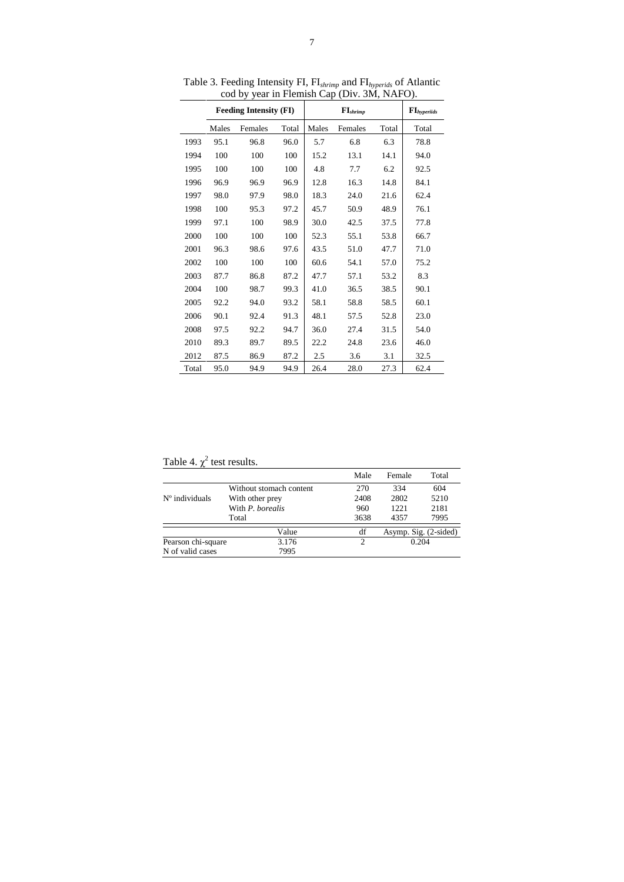Table 3. Feeding Intensity FI, $FI_{shrimp}$ and $FI_{hyperids}$ of Atlantic cod by year in Flemish Cap (Div. 3M, NAFO).

| | **Feeding Intensity (FI)** | | | $\mathbf{FI}_{shrimp}$ | | | $\mathbf{FI}_{hyperiids}$ |
|---|---|---|---|---|---|---|---|
| | Males | Females | Total | Males | Females | Total | Total |
| 1993 | 95.1 | 96.8 | 96.0 | 5.7 | 6.8 | 6.3 | 78.8 |
| 1994 | 100 | 100 | 100 | 15.2 | 13.1 | 14.1 | 94.0 |
| 1995 | 100 | 100 | 100 | 4.8 | 7.7 | 6.2 | 92.5 |
| 1996 | 96.9 | 96.9 | 96.9 | 12.8 | 16.3 | 14.8 | 84.1 |
| 1997 | 98.0 | 97.9 | 98.0 | 18.3 | 24.0 | 21.6 | 62.4 |
| 1998 | 100 | 95.3 | 97.2 | 45.7 | 50.9 | 48.9 | 76.1 |
| 1999 | 97.1 | 100 | 98.9 | 30.0 | 42.5 | 37.5 | 77.8 |
| 2000 | 100 | 100 | 100 | 52.3 | 55.1 | 53.8 | 66.7 |
| 2001 | 96.3 | 98.6 | 97.6 | 43.5 | 51.0 | 47.7 | 71.0 |
| 2002 | 100 | 100 | 100 | 60.6 | 54.1 | 57.0 | 75.2 |
| 2003 | 87.7 | 86.8 | 87.2 | 47.7 | 57.1 | 53.2 | 8.3 |
| 2004 | 100 | 98.7 | 99.3 | 41.0 | 36.5 | 38.5 | 90.1 |
| 2005 | 92.2 | 94.0 | 93.2 | 58.1 | 58.8 | 58.5 | 60.1 |
| 2006 | 90.1 | 92.4 | 91.3 | 48.1 | 57.5 | 52.8 | 23.0 |
| 2008 | 97.5 | 92.2 | 94.7 | 36.0 | 27.4 | 31.5 | 54.0 |
| 2010 | 89.3 | 89.7 | 89.5 | 22.2 | 24.8 | 23.6 | 46.0 |
| 2012 | 87.5 | 86.9 | 87.2 | 2.5 | 3.6 | 3.1 | 32.5 |
| Total | 95.0 | 94.9 | 94.9 | 26.4 | 28.0 | 27.3 | 62.4 |

Table 4. $\chi^2$ test results.

| | | Male | Female | Total |
|---|---|---|---|---|
| Nº individuals | Without stomach content | 270 | 334 | 604 |
| | With other prey | 2408 | 2802 | 5210 |
| | With *P. borealis* | 960 | 1221 | 2181 |
| | Total | 3638 | 4357 | 7995 |
| | Value | df | Asymp. Sig. (2-sided) | |
| Pearson chi-square | 3.176 | 2 | 0.204 | |
| N of valid cases | 7995 | | | |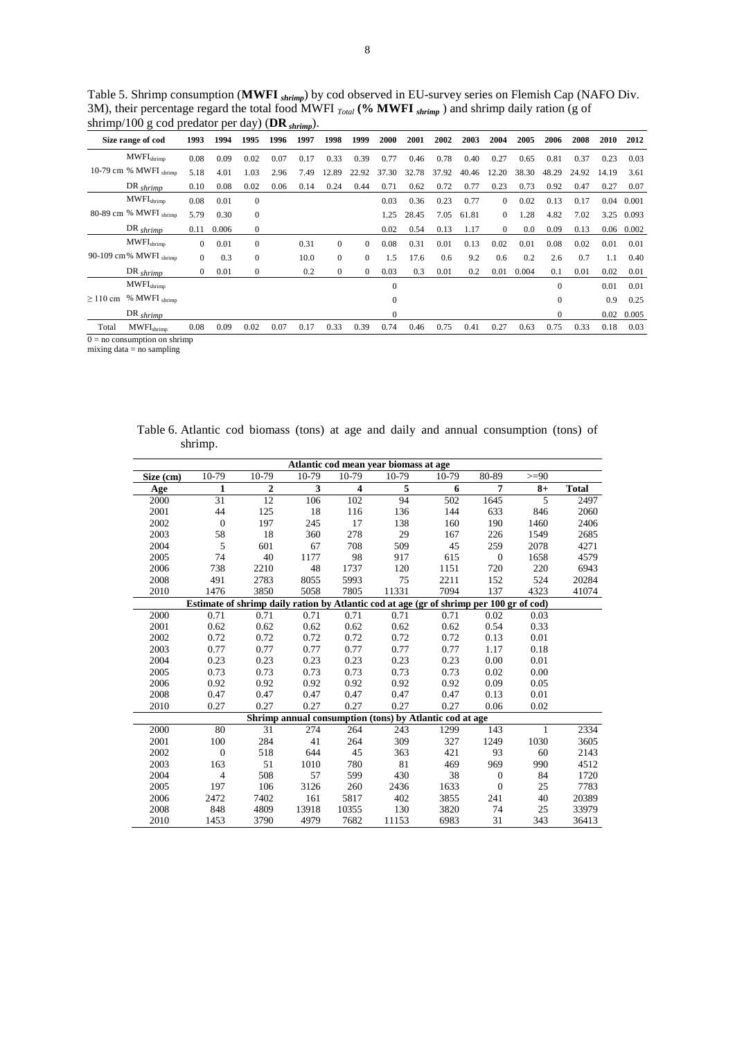Table 5. Shrimp consumption (**MWFI** $_{shrimp}$) by cod observed in EU-survey series on Flemish Cap (NAFO Div. 3M), their percentage regard the total food MWFI $_{Total}$ (**% MWFI** $_{shrimp}$ ) and shrimp daily ration (g of shrimp/100 g cod predator per day) (**DR** $_{shrimp}$).

| Size range of cod | | 1993 | 1994 | 1995 | 1996 | 1997 | 1998 | 1999 | 2000 | 2001 | 2002 | 2003 | 2004 | 2005 | 2006 | 2008 | 2010 | 2012 |
|---|---|---|---|---|---|---|---|---|---|---|---|---|---|---|---|---|---|---|
| 10-79 cm | $MWFI_{shrimp}$ | 0.08 | 0.09 | 0.02 | 0.07 | 0.17 | 0.33 | 0.39 | 0.77 | 0.46 | 0.78 | 0.40 | 0.27 | 0.65 | 0.81 | 0.37 | 0.23 | 0.03 |
| | % $MWFI_{shrimp}$ | 5.18 | 4.01 | 1.03 | 2.96 | 7.49 | 12.89 | 22.92 | 37.30 | 32.78 | 37.92 | 40.46 | 12.20 | 38.30 | 48.29 | 24.92 | 14.19 | 3.61 |
| | $DR_{shrimp}$ | 0.10 | 0.08 | 0.02 | 0.06 | 0.14 | 0.24 | 0.44 | 0.71 | 0.62 | 0.72 | 0.77 | 0.23 | 0.73 | 0.92 | 0.47 | 0.27 | 0.07 |
| 80-89 cm | $MWFI_{shrimp}$ | 0.08 | 0.01 | 0 | | | | | 0.03 | 0.36 | 0.23 | 0.77 | 0 | 0.02 | 0.13 | 0.17 | 0.04 | 0.001 |
| | % $MWFI_{shrimp}$ | 5.79 | 0.30 | 0 | | | | | 1.25 | 28.45 | 7.05 | 61.81 | 0 | 1.28 | 4.82 | 7.02 | 3.25 | 0.093 |
| | $DR_{shrimp}$ | 0.11 | 0.006 | 0 | | | | | 0.02 | 0.54 | 0.13 | 1.17 | 0 | 0.0 | 0.09 | 0.13 | 0.06 | 0.002 |
| 90-109 cm | $MWFI_{shrimp}$ | 0 | 0.01 | 0 | | 0.31 | 0 | 0 | 0.08 | 0.31 | 0.01 | 0.13 | 0.02 | 0.01 | 0.08 | 0.02 | 0.01 | 0.01 |
| | % $MWFI_{shrimp}$ | 0 | 0.3 | 0 | | 10.0 | 0 | 0 | 1.5 | 17.6 | 0.6 | 9.2 | 0.6 | 0.2 | 2.6 | 0.7 | 1.1 | 0.40 |
| | $DR_{shrimp}$ | 0 | 0.01 | 0 | | 0.2 | 0 | 0 | 0.03 | 0.3 | 0.01 | 0.2 | 0.01 | 0.004 | 0.1 | 0.01 | 0.02 | 0.01 |
| ≥ 110 cm | $MWFI_{shrimp}$ | | | | | | | | 0 | | | | | | 0 | | 0.01 | 0.01 |
| | % $MWFI_{shrimp}$ | | | | | | | | 0 | | | | | | 0 | | 0.9 | 0.25 |
| | $DR_{shrimp}$ | | | | | | | | 0 | | | | | | 0 | | 0.02 | 0.005 |
| Total | $MWFI_{shrimp}$ | 0.08 | 0.09 | 0.02 | 0.07 | 0.17 | 0.33 | 0.39 | 0.74 | 0.46 | 0.75 | 0.41 | 0.27 | 0.63 | 0.75 | 0.33 | 0.18 | 0.03 |

0 = no consumption on shrimp
mixing data = no sampling

Table 6. Atlantic cod biomass (tons) at age and daily and annual consumption (tons) of shrimp.

| Atlantic cod mean year biomass at age | | | | | | | | | |
|---|---|---|---|---|---|---|---|---|---|
| **Size (cm)** | 10-79 | 10-79 | 10-79 | 10-79 | 10-79 | 10-79 | 80-89 | >=90 | |
| **Age** | **1** | **2** | **3** | **4** | **5** | **6** | **7** | **8+** | **Total** |
| 2000 | 31 | 12 | 106 | 102 | 94 | 502 | 1645 | 5 | 2497 |
| 2001 | 44 | 125 | 18 | 116 | 136 | 144 | 633 | 846 | 2060 |
| 2002 | 0 | 197 | 245 | 17 | 138 | 160 | 190 | 1460 | 2406 |
| 2003 | 58 | 18 | 360 | 278 | 29 | 167 | 226 | 1549 | 2685 |
| 2004 | 5 | 601 | 67 | 708 | 509 | 45 | 259 | 2078 | 4271 |
| 2005 | 74 | 40 | 1177 | 98 | 917 | 615 | 0 | 1658 | 4579 |
| 2006 | 738 | 2210 | 48 | 1737 | 120 | 1151 | 720 | 220 | 6943 |
| 2008 | 491 | 2783 | 8055 | 5993 | 75 | 2211 | 152 | 524 | 20284 |
| 2010 | 1476 | 3850 | 5058 | 7805 | 11331 | 7094 | 137 | 4323 | 41074 |
| **Estimate of shrimp daily ration by Atlantic cod at age (gr of shrimp per 100 gr of cod)** | | | | | | | | | |
| 2000 | 0.71 | 0.71 | 0.71 | 0.71 | 0.71 | 0.71 | 0.02 | 0.03 | |
| 2001 | 0.62 | 0.62 | 0.62 | 0.62 | 0.62 | 0.62 | 0.54 | 0.33 | |
| 2002 | 0.72 | 0.72 | 0.72 | 0.72 | 0.72 | 0.72 | 0.13 | 0.01 | |
| 2003 | 0.77 | 0.77 | 0.77 | 0.77 | 0.77 | 0.77 | 1.17 | 0.18 | |
| 2004 | 0.23 | 0.23 | 0.23 | 0.23 | 0.23 | 0.23 | 0.00 | 0.01 | |
| 2005 | 0.73 | 0.73 | 0.73 | 0.73 | 0.73 | 0.73 | 0.02 | 0.00 | |
| 2006 | 0.92 | 0.92 | 0.92 | 0.92 | 0.92 | 0.92 | 0.09 | 0.05 | |
| 2008 | 0.47 | 0.47 | 0.47 | 0.47 | 0.47 | 0.47 | 0.13 | 0.01 | |
| 2010 | 0.27 | 0.27 | 0.27 | 0.27 | 0.27 | 0.27 | 0.06 | 0.02 | |
| **Shrimp annual consumption (tons) by Atlantic cod at age** | | | | | | | | | |
| 2000 | 80 | 31 | 274 | 264 | 243 | 1299 | 143 | 1 | 2334 |
| 2001 | 100 | 284 | 41 | 264 | 309 | 327 | 1249 | 1030 | 3605 |
| 2002 | 0 | 518 | 644 | 45 | 363 | 421 | 93 | 60 | 2143 |
| 2003 | 163 | 51 | 1010 | 780 | 81 | 469 | 969 | 990 | 4512 |
| 2004 | 4 | 508 | 57 | 599 | 430 | 38 | 0 | 84 | 1720 |
| 2005 | 197 | 106 | 3126 | 260 | 2436 | 1633 | 0 | 25 | 7783 |
| 2006 | 2472 | 7402 | 161 | 5817 | 402 | 3855 | 241 | 40 | 20389 |
| 2008 | 848 | 4809 | 13918 | 10355 | 130 | 3820 | 74 | 25 | 33979 |
| 2010 | 1453 | 3790 | 4979 | 7682 | 11153 | 6983 | 31 | 343 | 36413 |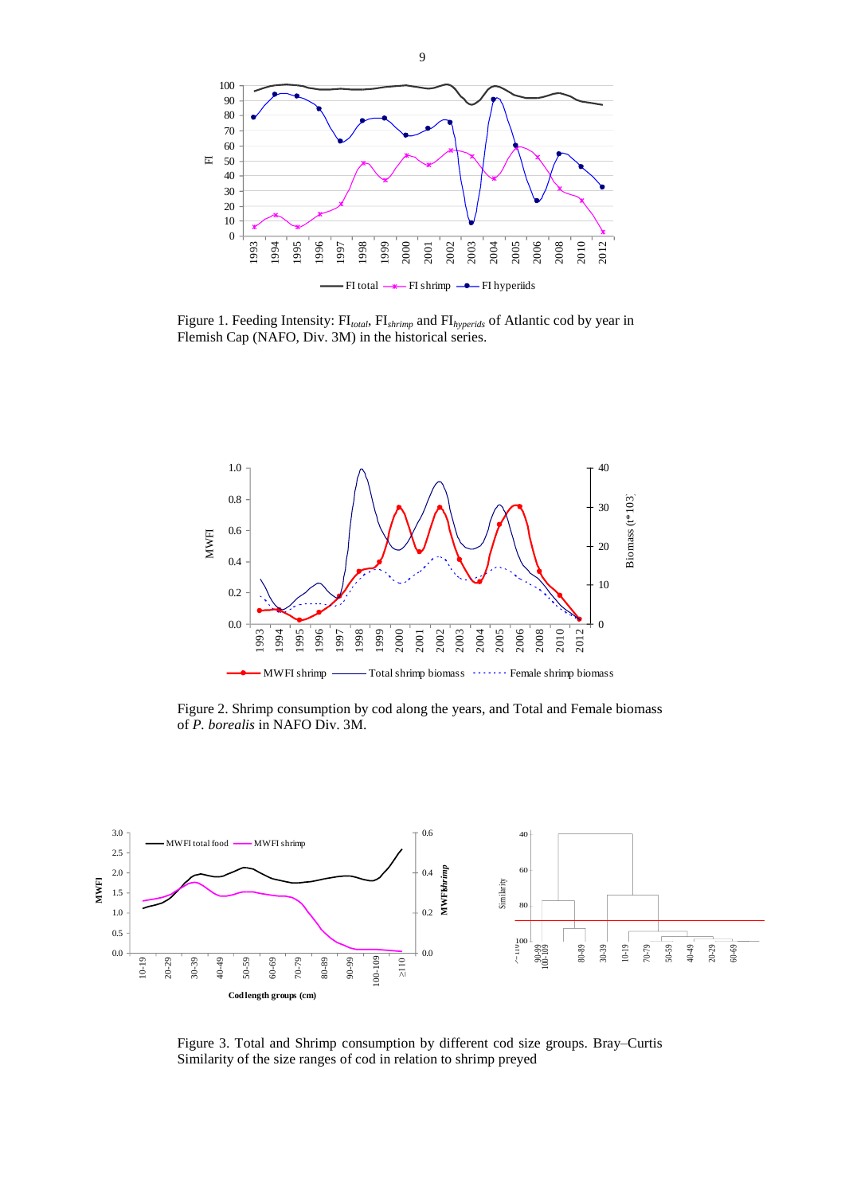100
90
80
70
60
50
40
30
20
10
0

FI

1993 1994 1995 1996 1997 1998 1999 2000 2001 2002 2003 2004 2005 2006 2008 2010 2012

FI total FI shrimp FI hyperiids

Figure 1. Feeding Intensity: $FI_{total}$, $FI_{shrimp}$ and $FI_{hyperids}$ of Atlantic cod by year in Flemish Cap (NAFO, Div. 3M) in the historical series.

1.0
0.8
0.6
0.4
0.2
0.0

MWFI

40
30
20
10
0

Biomass (t*103)

1993 1994 1995 1996 1997 1998 1999 2000 2001 2002 2003 2004 2005 2006 2008 2010 2012

MWFI shrimp Total shrimp biomass Female shrimp biomass

Figure 2. Shrimp consumption by cod along the years, and Total and Female biomass of *P. borealis* in NAFO Div. 3M.

3.0
2.5
2.0
1.5
1.0
0.5
0.0

MWFI

0.6
0.4
0.2
0.0

MWFI shrimp

MWFI total food MWFI shrimp

10-19 20-29 30-39 40-49 50-59 60-69 70-79 80-89 90-99 100-109 ≥110

Cod length groups (cm)

40
60
80
100

Similarity

≥110 90-99 100-109 80-89 30-39 10-19 70-79 50-59 40-49 20-29 60-69

Figure 3. Total and Shrimp consumption by different cod size groups. Bray–Curtis Similarity of the size ranges of cod in relation to shrimp preyed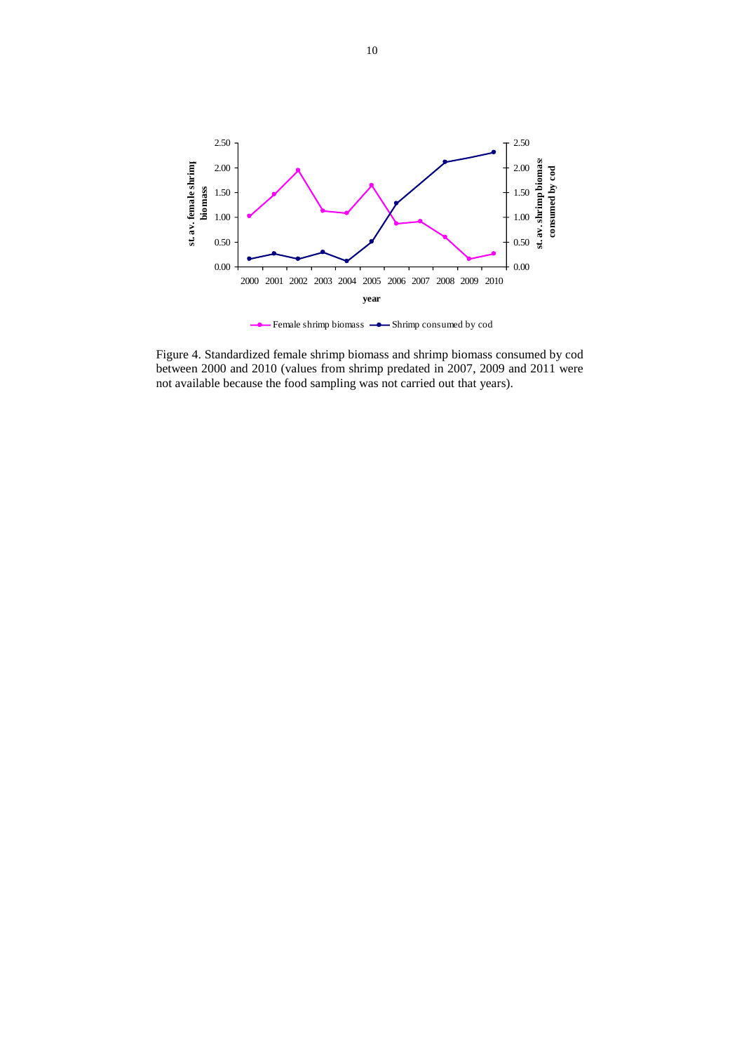2.50
2.00
1.50
1.00
0.50
0.00

st. av. female shrimp biomass

2000 2001 2002 2003 2004 2005 2006 2007 2008 2009 2010

year

2.50
2.00
1.50
1.00
0.50
0.00

st. av. shrimp biomass consumed by cod

Female shrimp biomass
Shrimp consumed by cod

Figure 4. Standardized female shrimp biomass and shrimp biomass consumed by cod between 2000 and 2010 (values from shrimp predated in 2007, 2009 and 2011 were not available because the food sampling was not carried out that years).